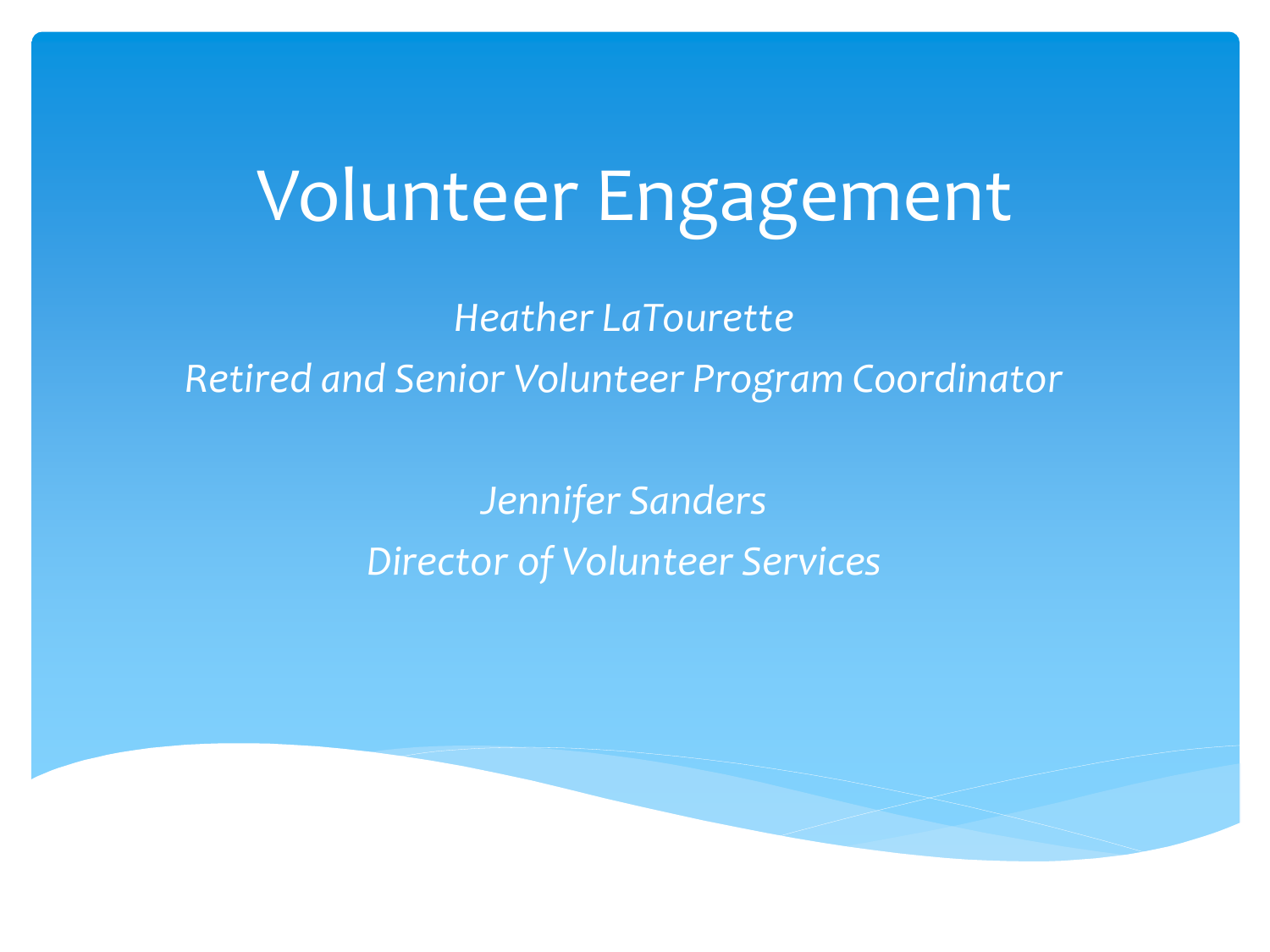# Volunteer Engagement

*Heather LaTourette*

*Retired and Senior Volunteer Program Coordinator*

*Jennifer Sanders*

*Director of Volunteer Services*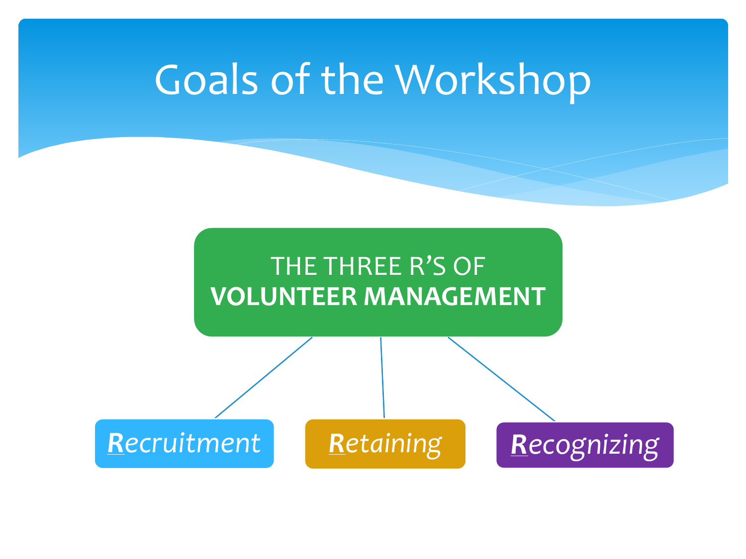# Goals of the Workshop

THE THREE R'S OF
**VOLUNTEER MANAGEMENT**

- ***R****ecruitment*
- ***R****etaining*
- ***R****ecognizing*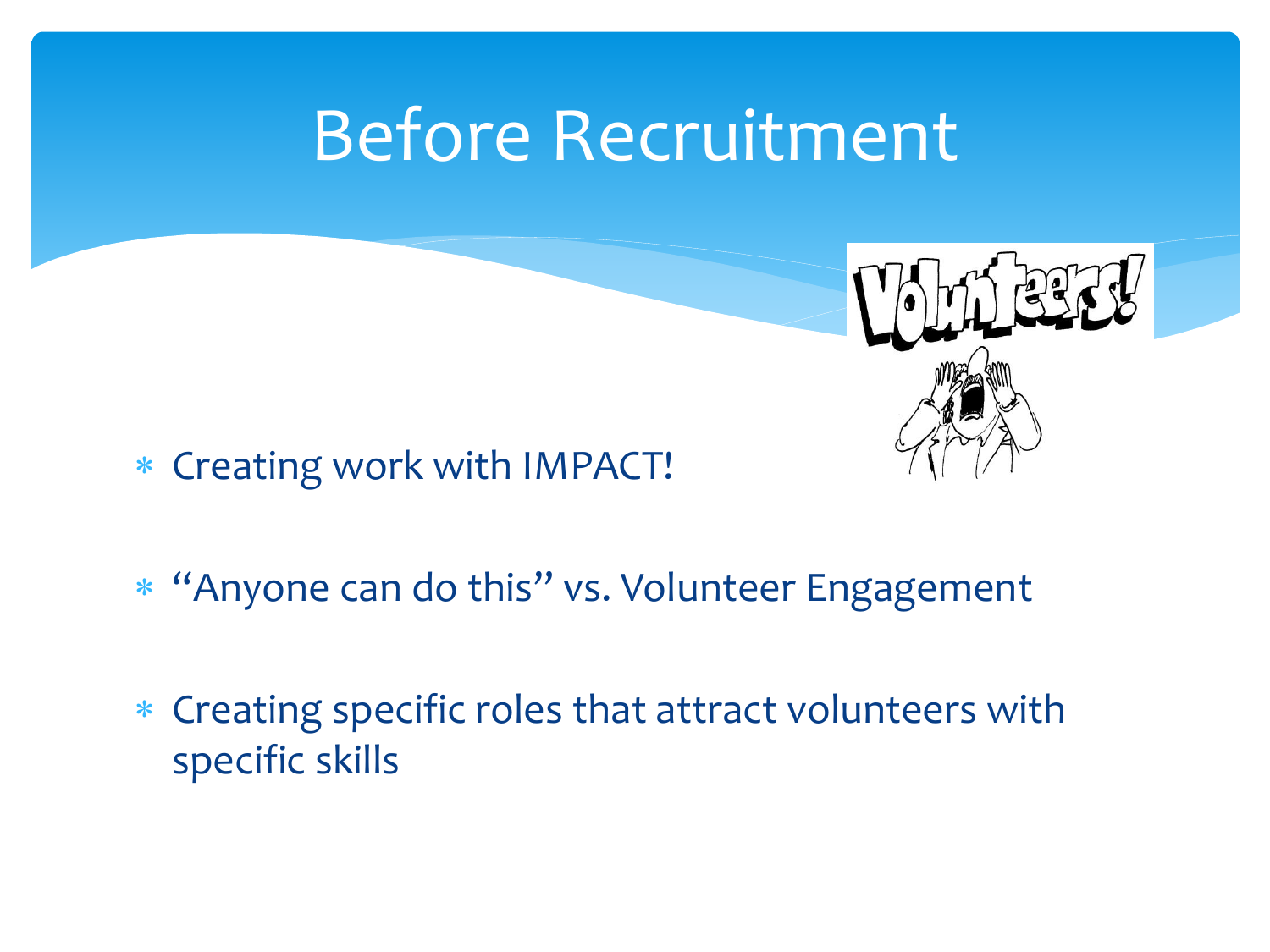# Before Recruitment

- Creating work with IMPACT!
- "Anyone can do this" vs. Volunteer Engagement
- Creating specific roles that attract volunteers with specific skills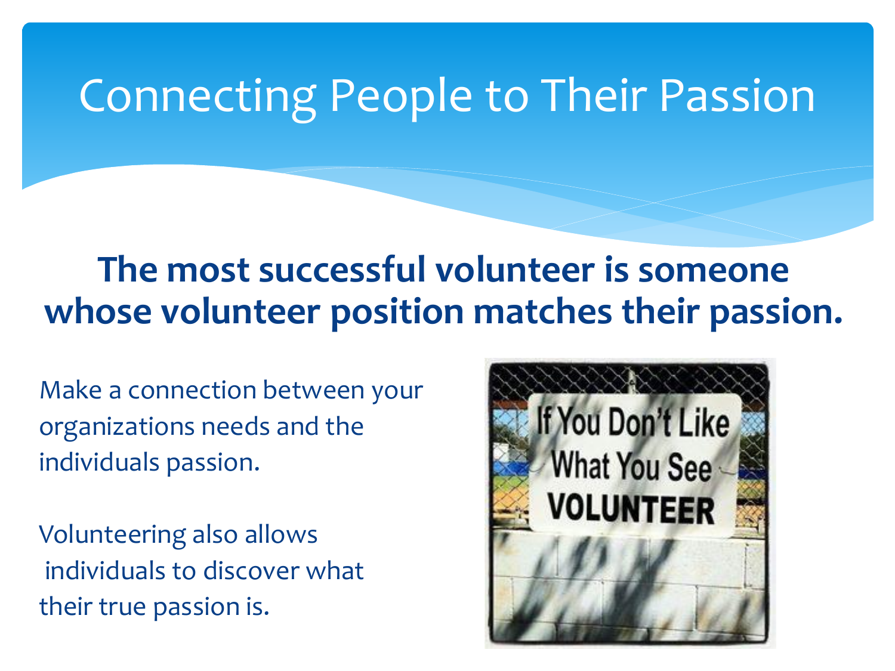# Connecting People to Their Passion

**The most successful volunteer is someone whose volunteer position matches their passion.**

Make a connection between your organizations needs and the individuals passion.

Volunteering also allows individuals to discover what their true passion is.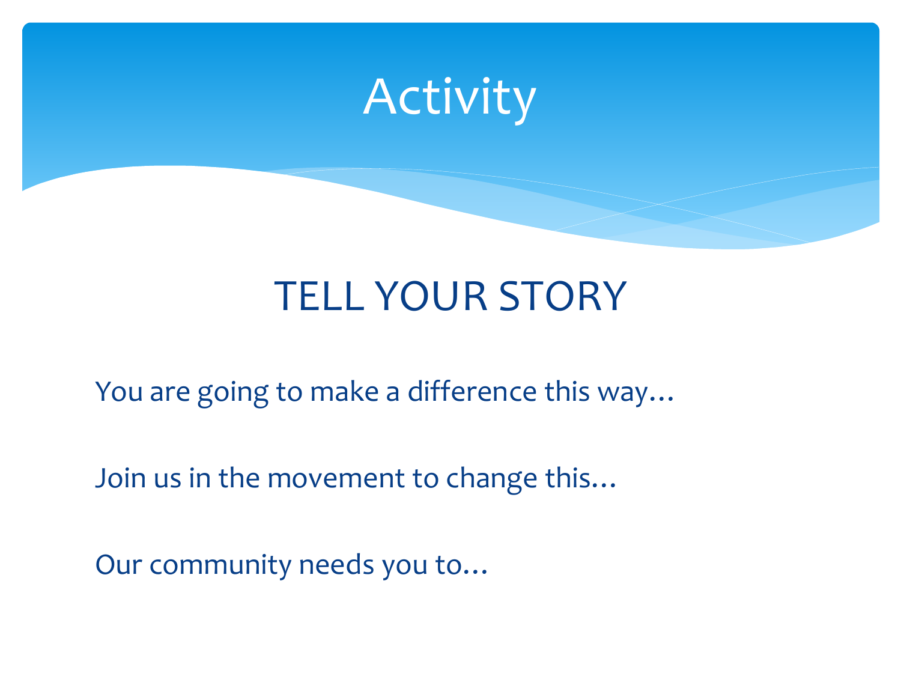# Activity

## TELL YOUR STORY

You are going to make a difference this way…

Join us in the movement to change this…

Our community needs you to…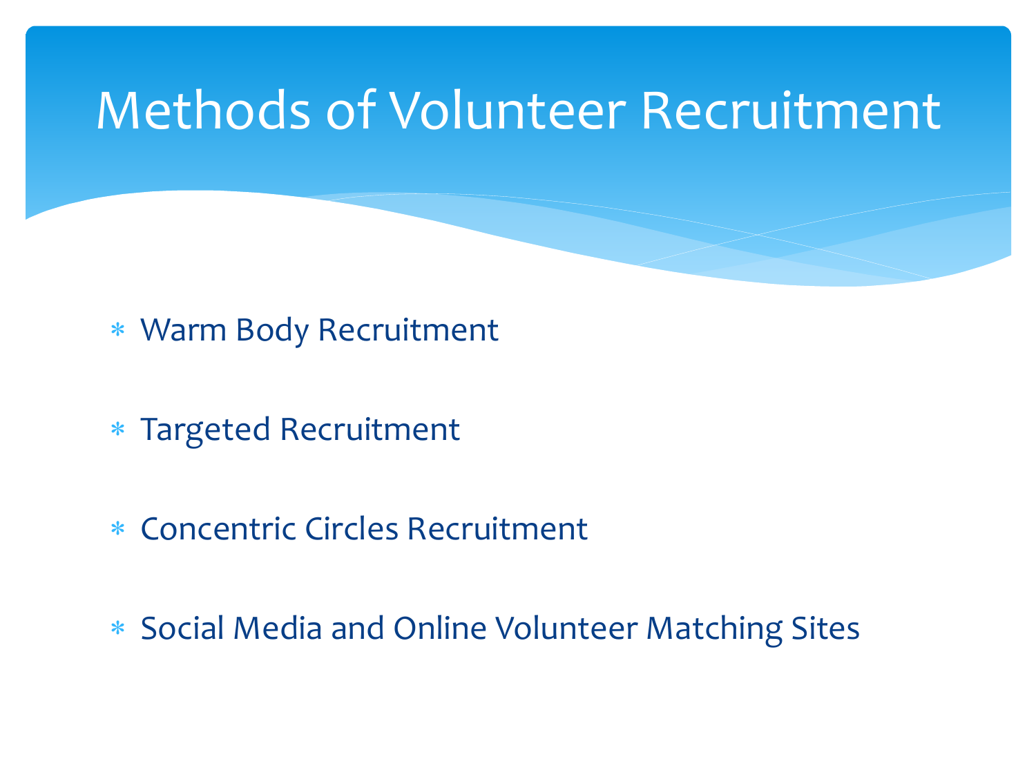# Methods of Volunteer Recruitment

* Warm Body Recruitment
* Targeted Recruitment
* Concentric Circles Recruitment
* Social Media and Online Volunteer Matching Sites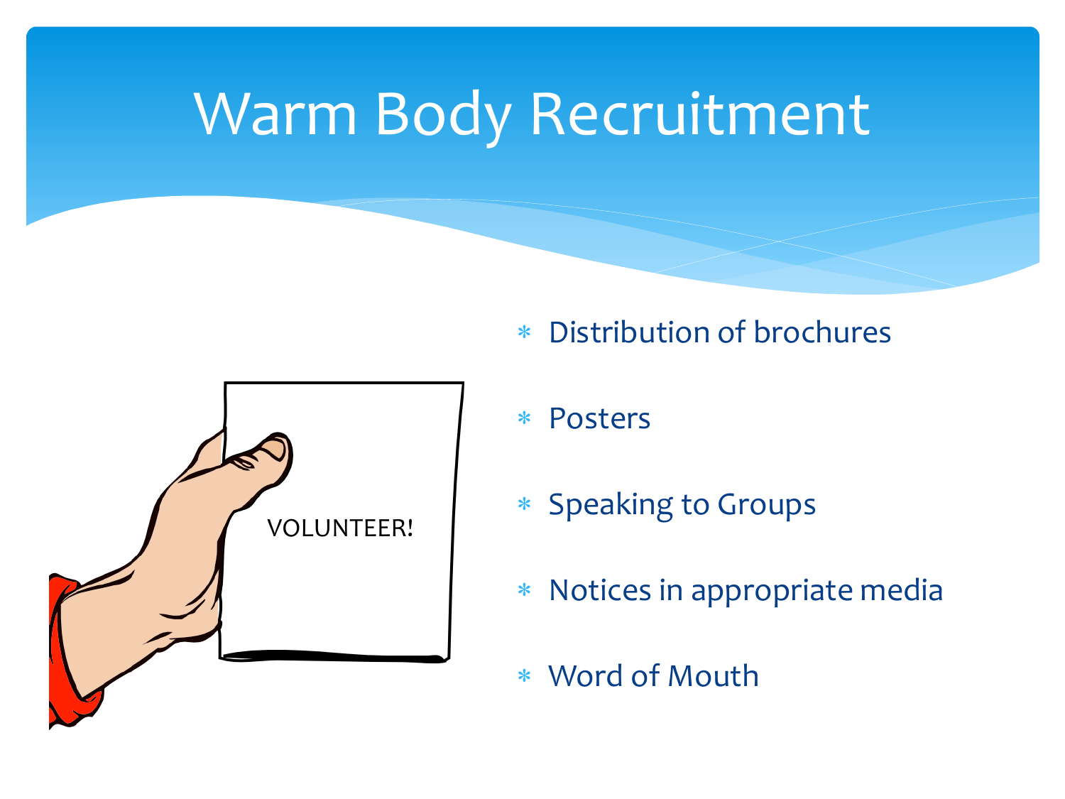# Warm Body Recruitment

VOLUNTEER!

* Distribution of brochures
* Posters
* Speaking to Groups
* Notices in appropriate media
* Word of Mouth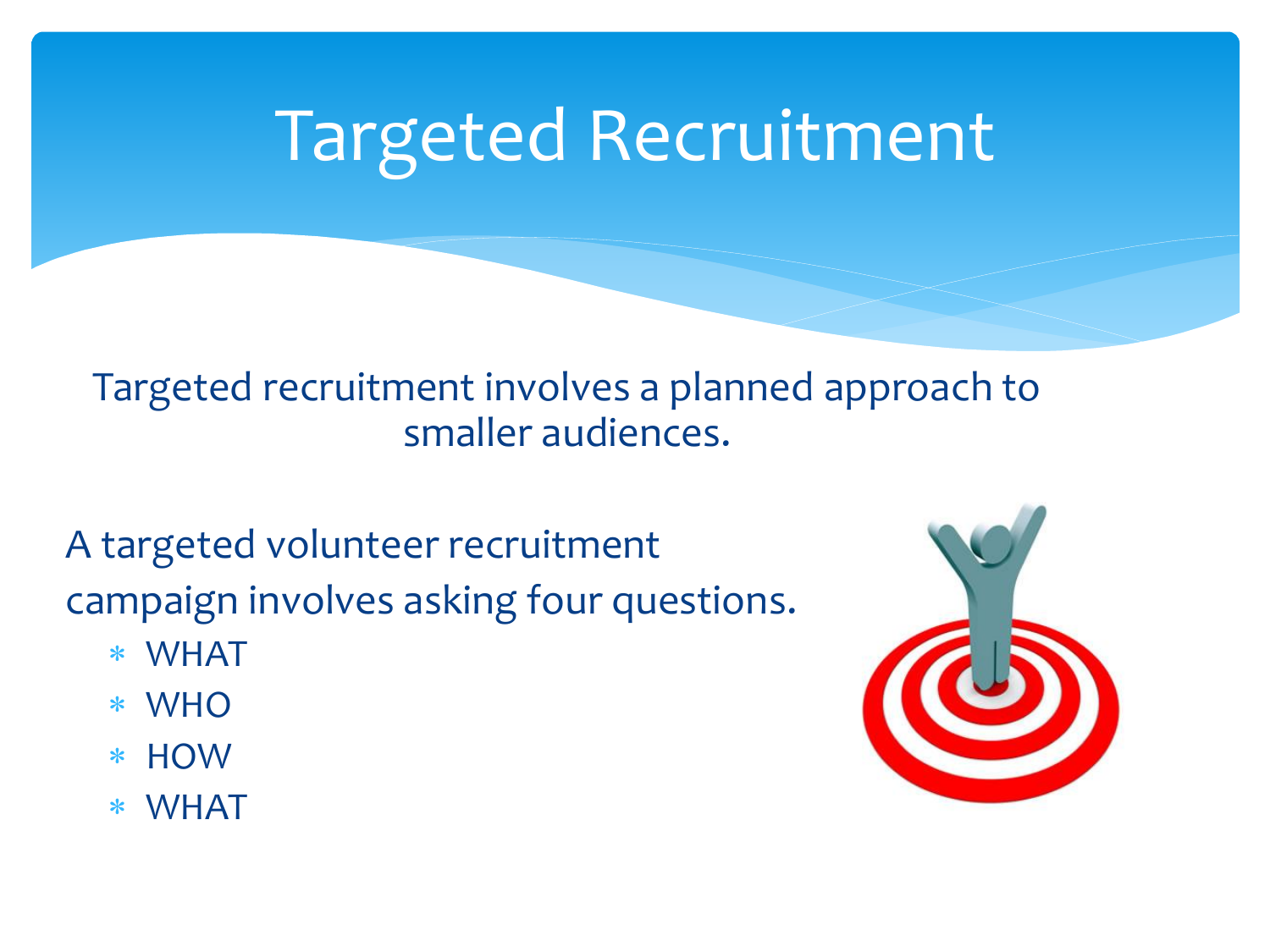# Targeted Recruitment

Targeted recruitment involves a planned approach to smaller audiences.

A targeted volunteer recruitment campaign involves asking four questions.

- WHAT
- WHO
- HOW
- WHAT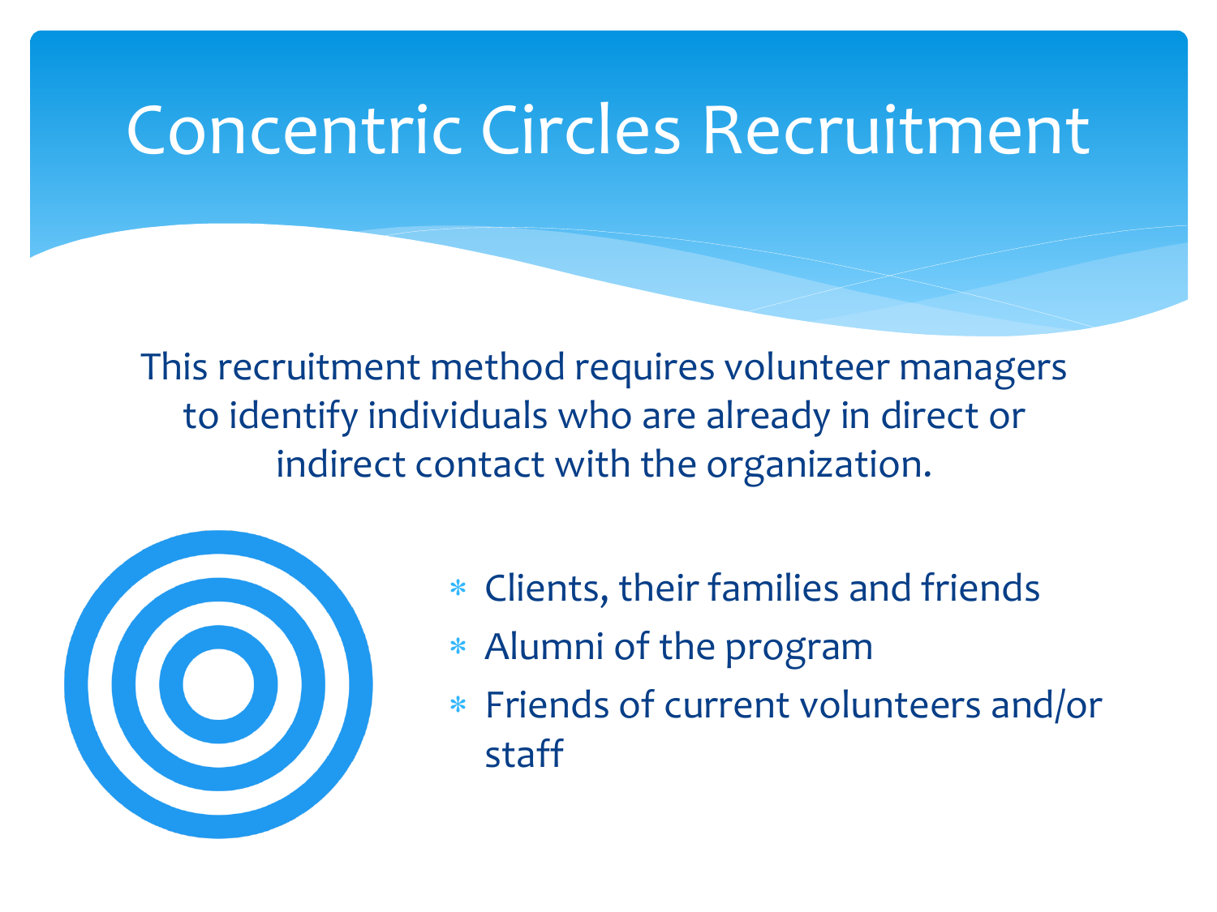# Concentric Circles Recruitment

This recruitment method requires volunteer managers to identify individuals who are already in direct or indirect contact with the organization.

- Clients, their families and friends
- Alumni of the program
- Friends of current volunteers and/or staff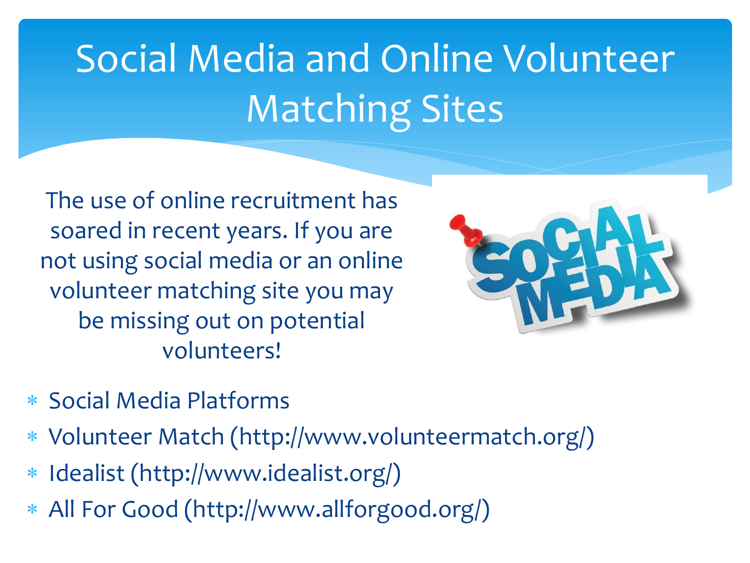# Social Media and Online Volunteer Matching Sites

The use of online recruitment has soared in recent years. If you are not using social media or an online volunteer matching site you may be missing out on potential volunteers!

- Social Media Platforms
- Volunteer Match (http://www.volunteermatch.org/)
- Idealist (http://www.idealist.org/)
- All For Good (http://www.allforgood.org/)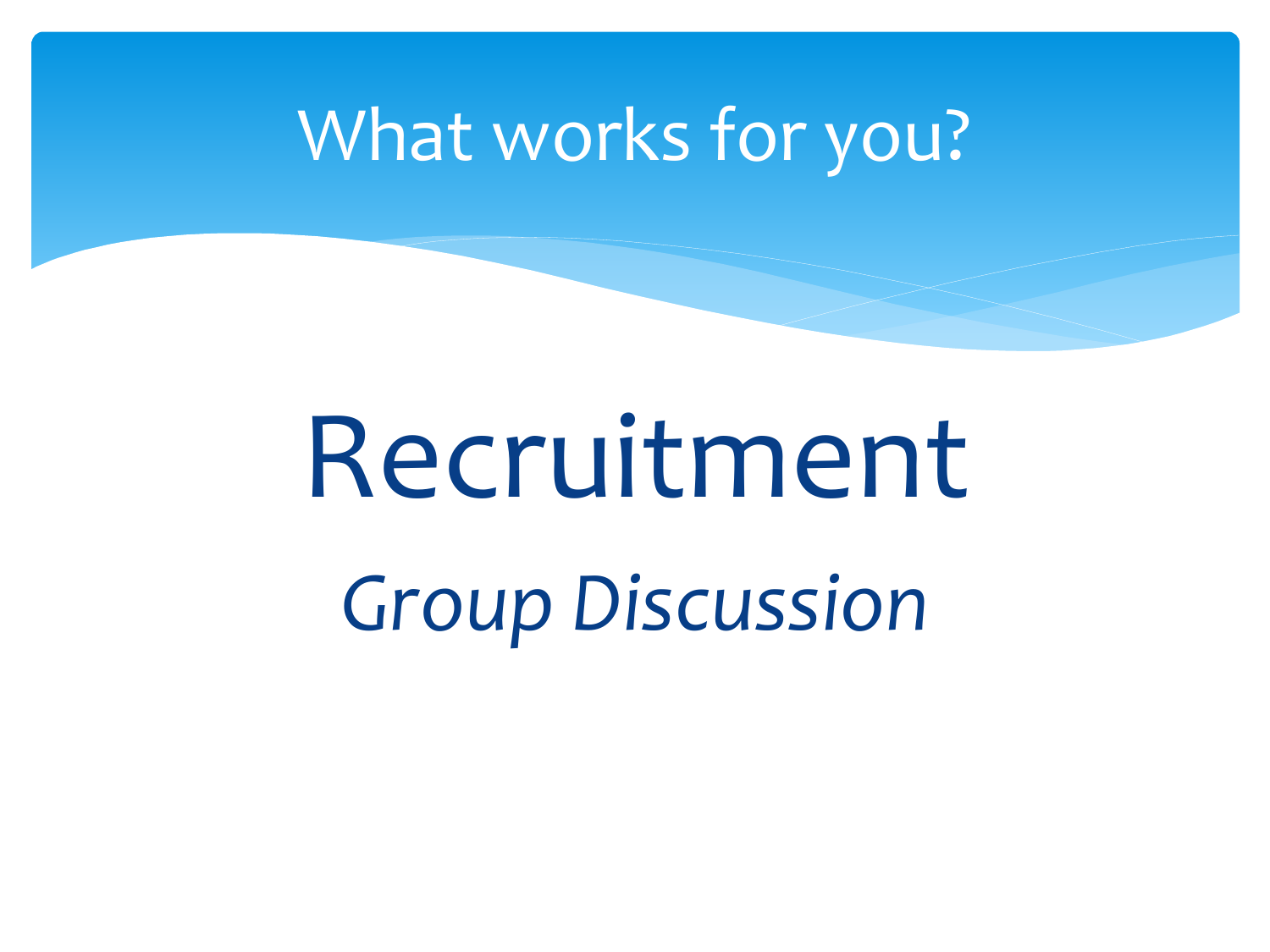# What works for you?

# Recruitment

*Group Discussion*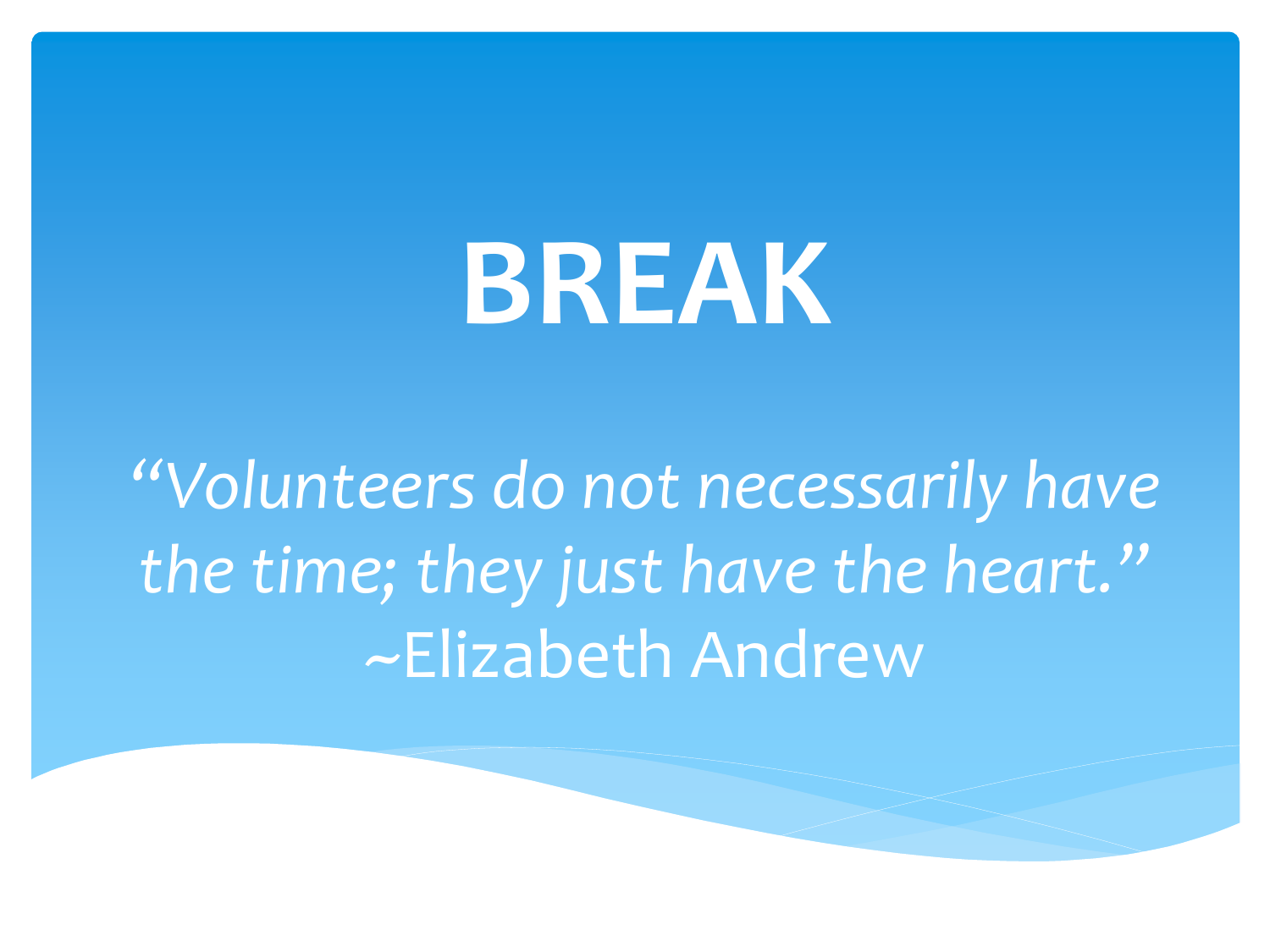# BREAK

*"Volunteers do not necessarily have the time; they just have the heart."*
~Elizabeth Andrew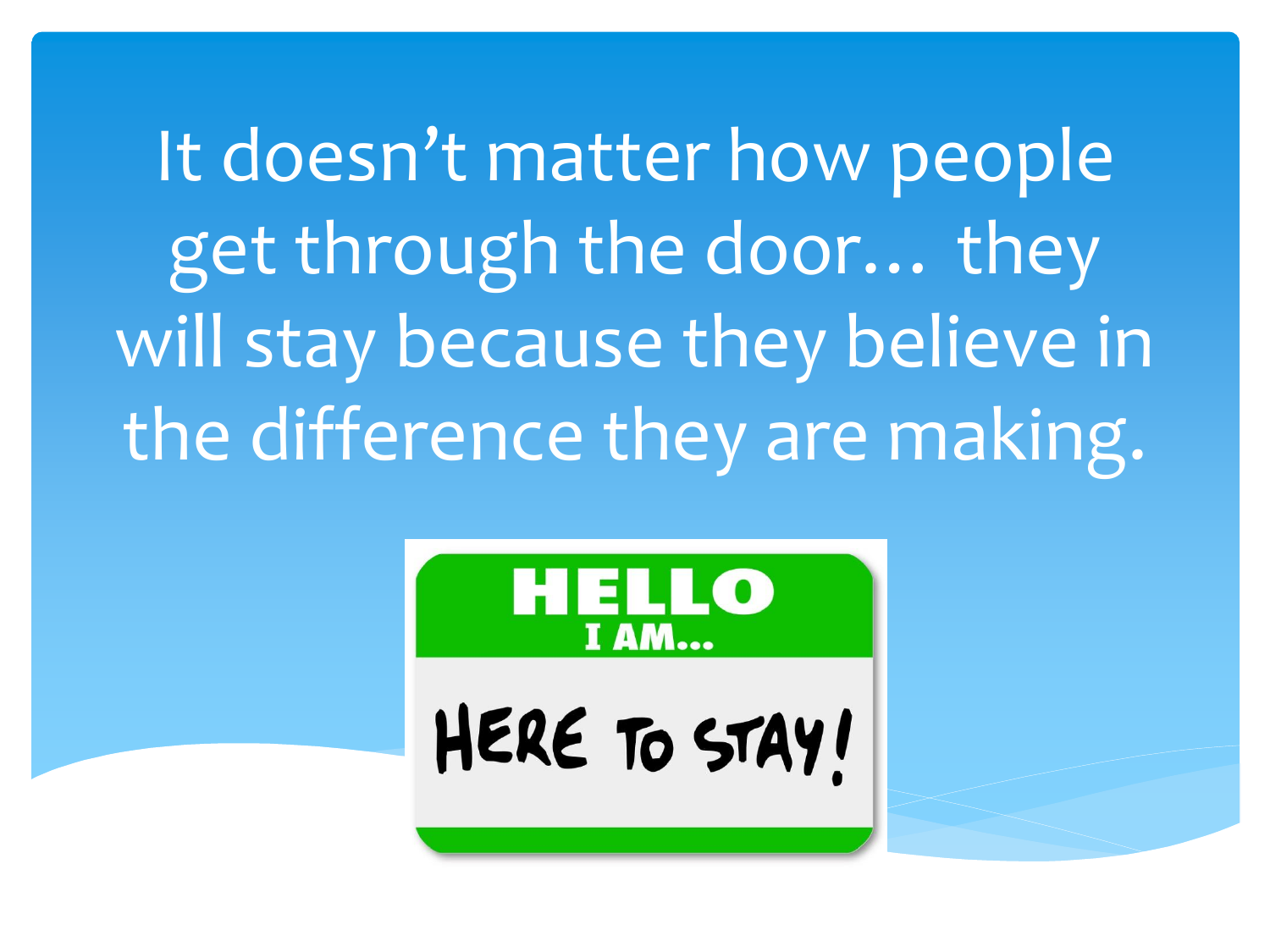It doesn't matter how people get through the door… they will stay because they believe in the difference they are making.

HELLO
I AM…
HERE TO STAY!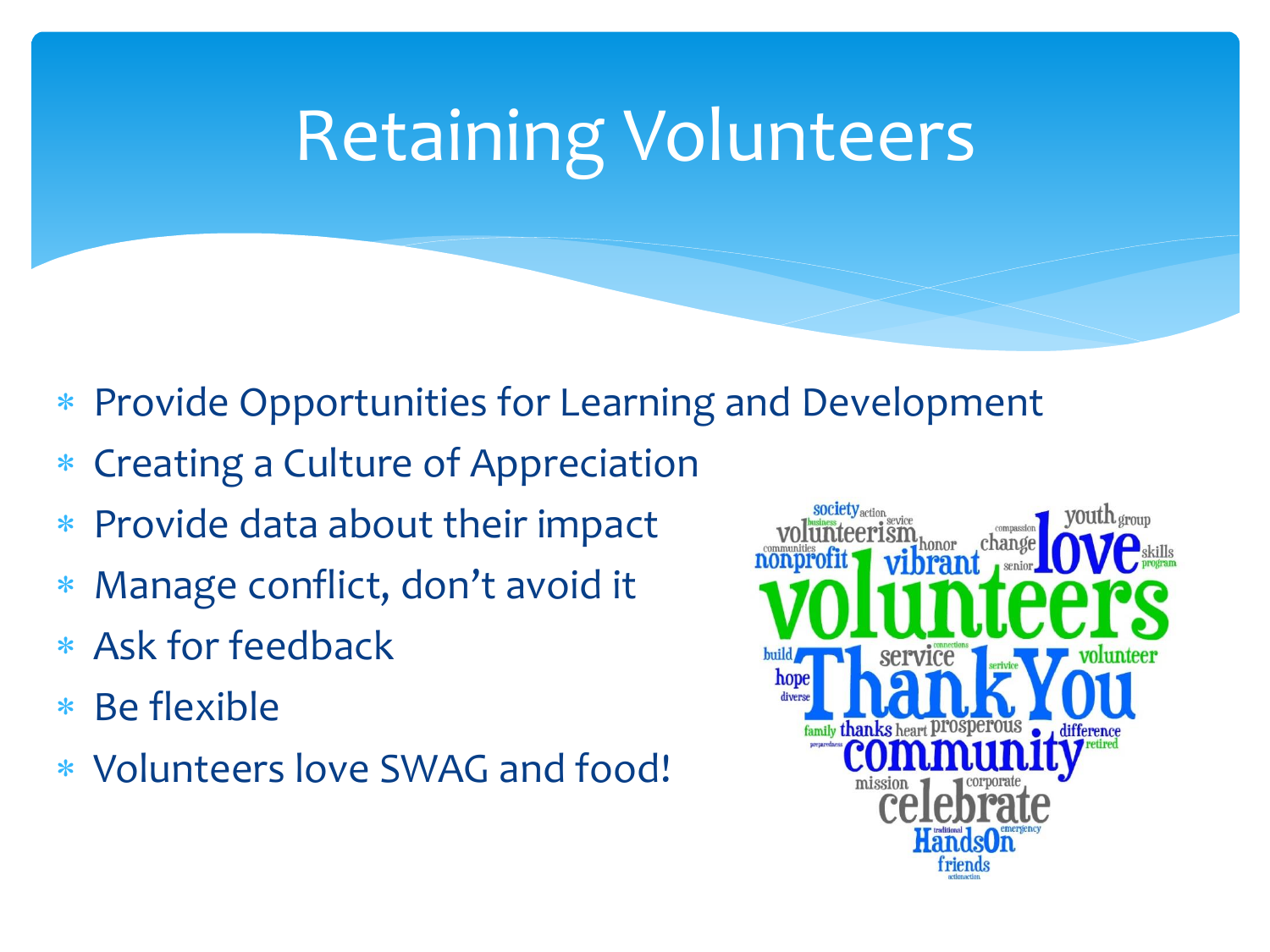# Retaining Volunteers

- Provide Opportunities for Learning and Development
- Creating a Culture of Appreciation
- Provide data about their impact
- Manage conflict, don't avoid it
- Ask for feedback
- Be flexible
- Volunteers love SWAG and food!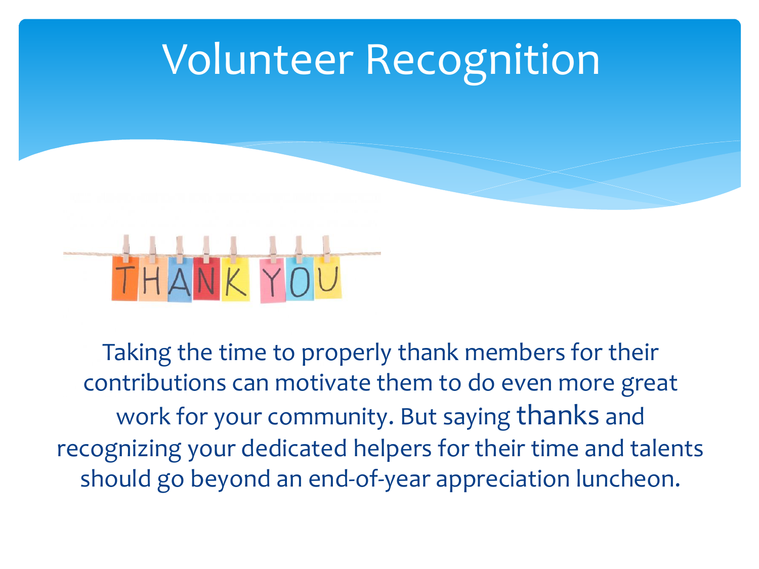# Volunteer Recognition

Taking the time to properly thank members for their contributions can motivate them to do even more great work for your community. But saying thanks and recognizing your dedicated helpers for their time and talents should go beyond an end-of-year appreciation luncheon.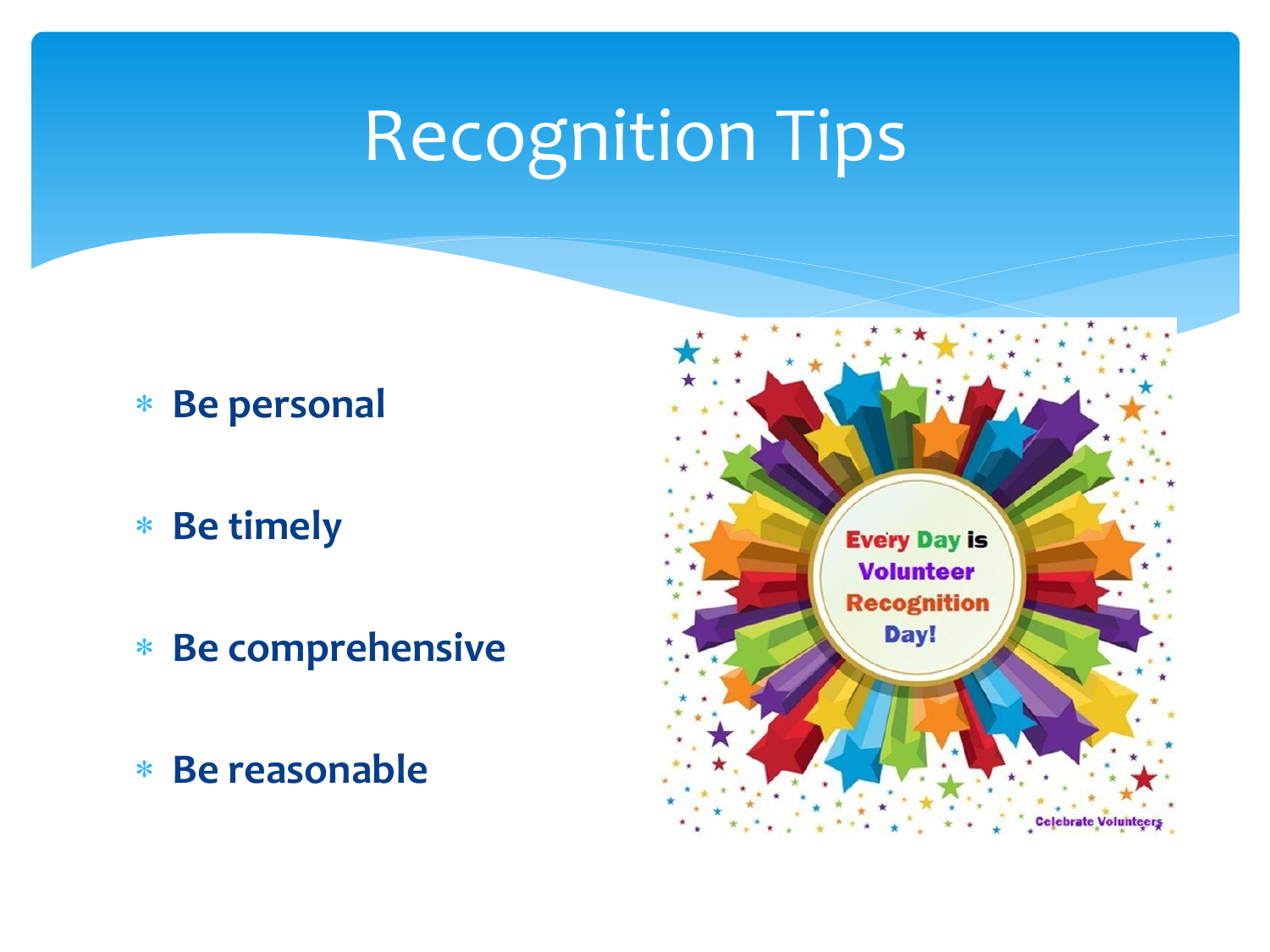# Recognition Tips

* **Be personal**
* **Be timely**
* **Be comprehensive**
* **Be reasonable**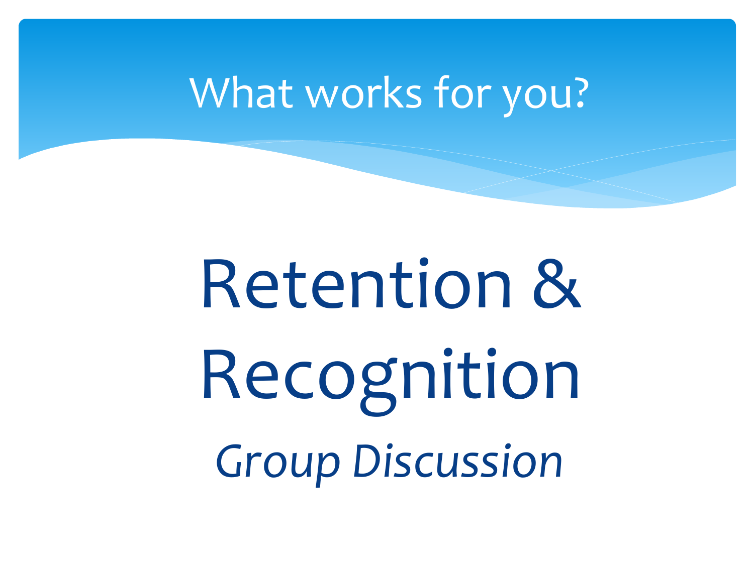# What works for you?

## Retention & Recognition

*Group Discussion*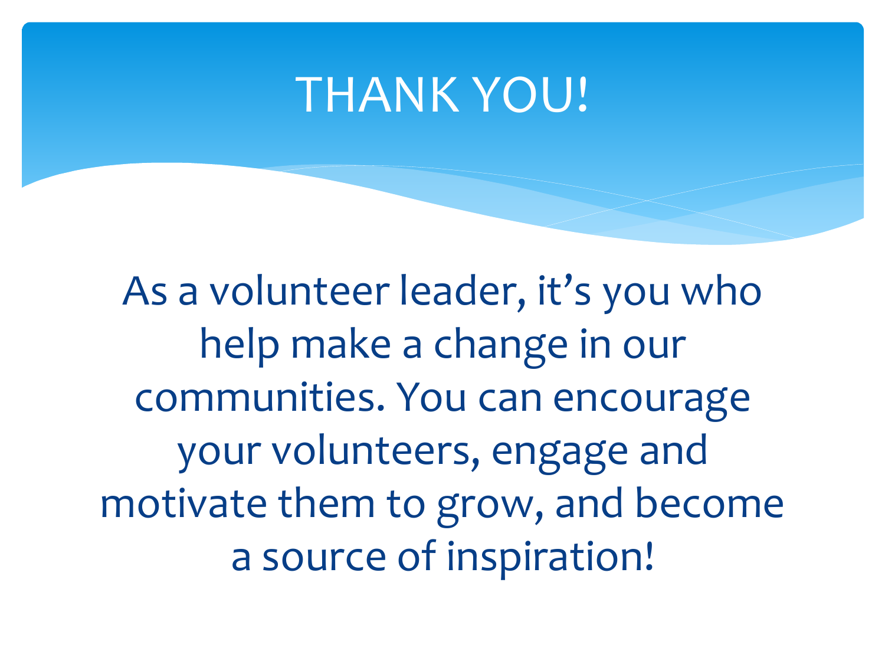# THANK YOU!

As a volunteer leader, it's you who help make a change in our communities. You can encourage your volunteers, engage and motivate them to grow, and become a source of inspiration!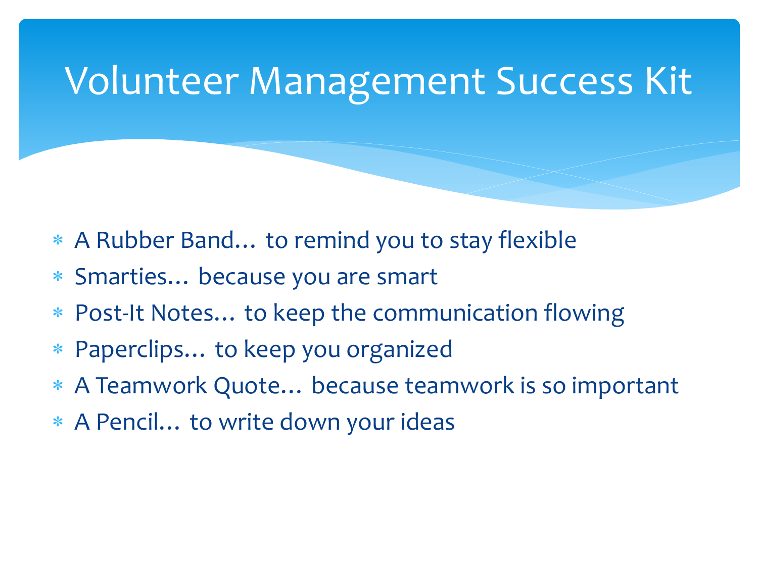# Volunteer Management Success Kit

- A Rubber Band… to remind you to stay flexible
- Smarties… because you are smart
- Post-It Notes… to keep the communication flowing
- Paperclips… to keep you organized
- A Teamwork Quote… because teamwork is so important
- A Pencil… to write down your ideas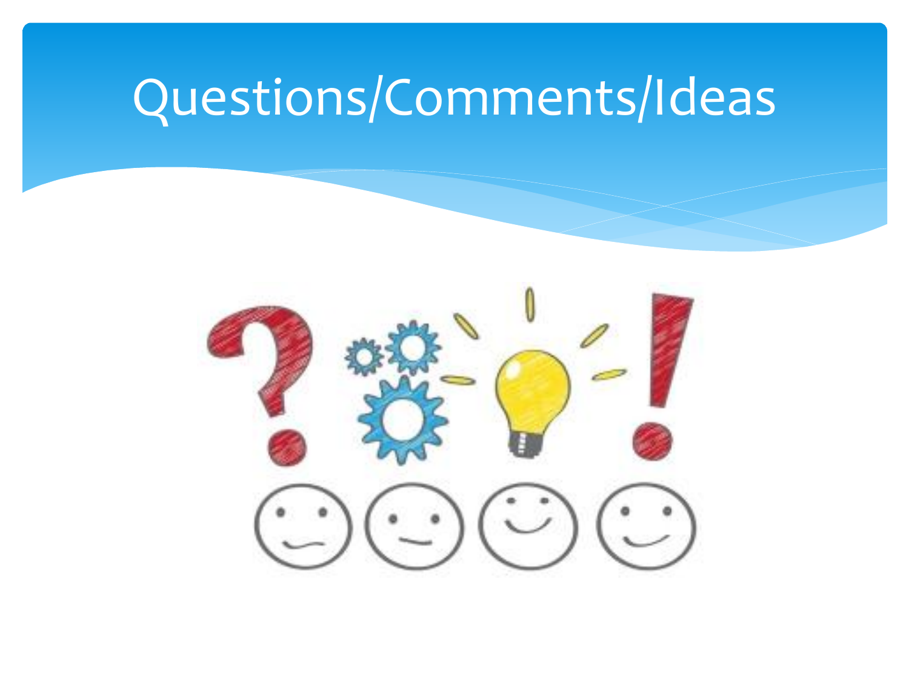# Questions/Comments/Ideas